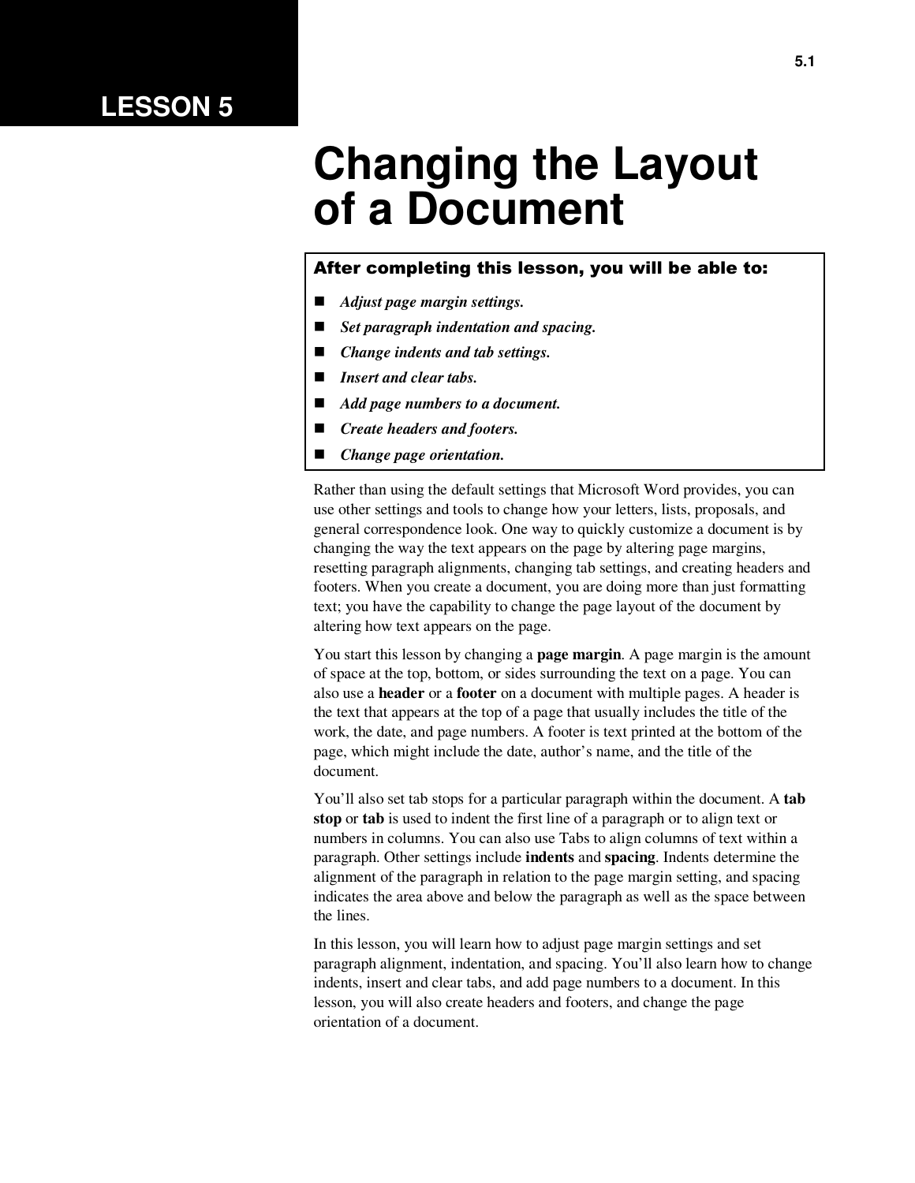# LESSON 5

# Changing the Layout of a Document

**After completing this lesson, you will be able to:**

- ***Adjust page margin settings.***
- ***Set paragraph indentation and spacing.***
- ***Change indents and tab settings.***
- ***Insert and clear tabs.***
- ***Add page numbers to a document.***
- ***Create headers and footers.***
- ***Change page orientation.***

Rather than using the default settings that Microsoft Word provides, you can use other settings and tools to change how your letters, lists, proposals, and general correspondence look. One way to quickly customize a document is by changing the way the text appears on the page by altering page margins, resetting paragraph alignments, changing tab settings, and creating headers and footers. When you create a document, you are doing more than just formatting text; you have the capability to change the page layout of the document by altering how text appears on the page.

You start this lesson by changing a **page margin**. A page margin is the amount of space at the top, bottom, or sides surrounding the text on a page. You can also use a **header** or a **footer** on a document with multiple pages. A header is the text that appears at the top of a page that usually includes the title of the work, the date, and page numbers. A footer is text printed at the bottom of the page, which might include the date, author's name, and the title of the document.

You'll also set tab stops for a particular paragraph within the document. A **tab stop** or **tab** is used to indent the first line of a paragraph or to align text or numbers in columns. You can also use Tabs to align columns of text within a paragraph. Other settings include **indents** and **spacing**. Indents determine the alignment of the paragraph in relation to the page margin setting, and spacing indicates the area above and below the paragraph as well as the space between the lines.

In this lesson, you will learn how to adjust page margin settings and set paragraph alignment, indentation, and spacing. You'll also learn how to change indents, insert and clear tabs, and add page numbers to a document. In this lesson, you will also create headers and footers, and change the page orientation of a document.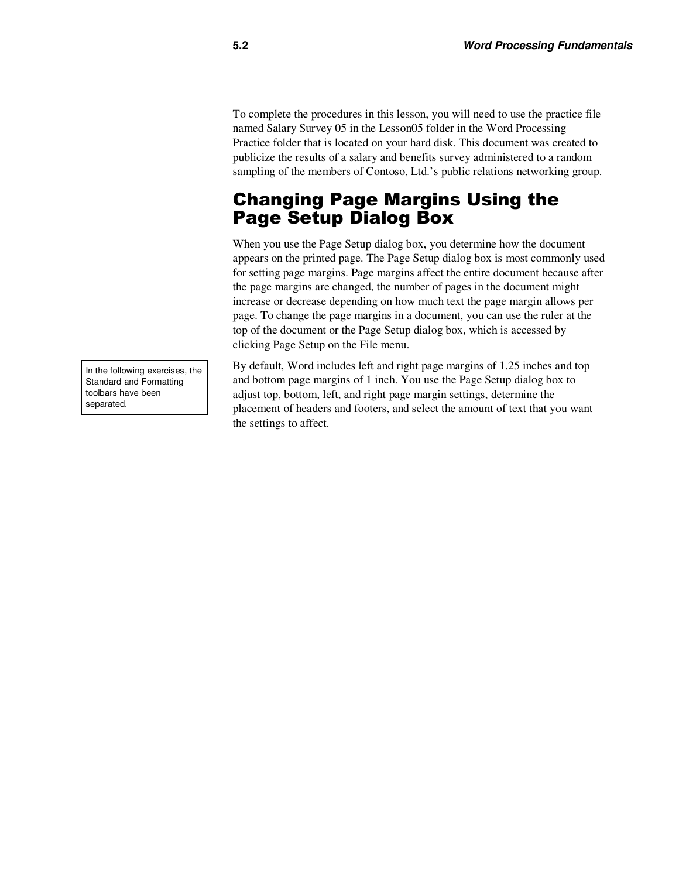To complete the procedures in this lesson, you will need to use the practice file named Salary Survey 05 in the Lesson05 folder in the Word Processing Practice folder that is located on your hard disk. This document was created to publicize the results of a salary and benefits survey administered to a random sampling of the members of Contoso, Ltd.'s public relations networking group.

## Changing Page Margins Using the Page Setup Dialog Box

When you use the Page Setup dialog box, you determine how the document appears on the printed page. The Page Setup dialog box is most commonly used for setting page margins. Page margins affect the entire document because after the page margins are changed, the number of pages in the document might increase or decrease depending on how much text the page margin allows per page. To change the page margins in a document, you can use the ruler at the top of the document or the Page Setup dialog box, which is accessed by clicking Page Setup on the File menu.

> In the following exercises, the Standard and Formatting toolbars have been separated.

By default, Word includes left and right page margins of 1.25 inches and top and bottom page margins of 1 inch. You use the Page Setup dialog box to adjust top, bottom, left, and right page margin settings, determine the placement of headers and footers, and select the amount of text that you want the settings to affect.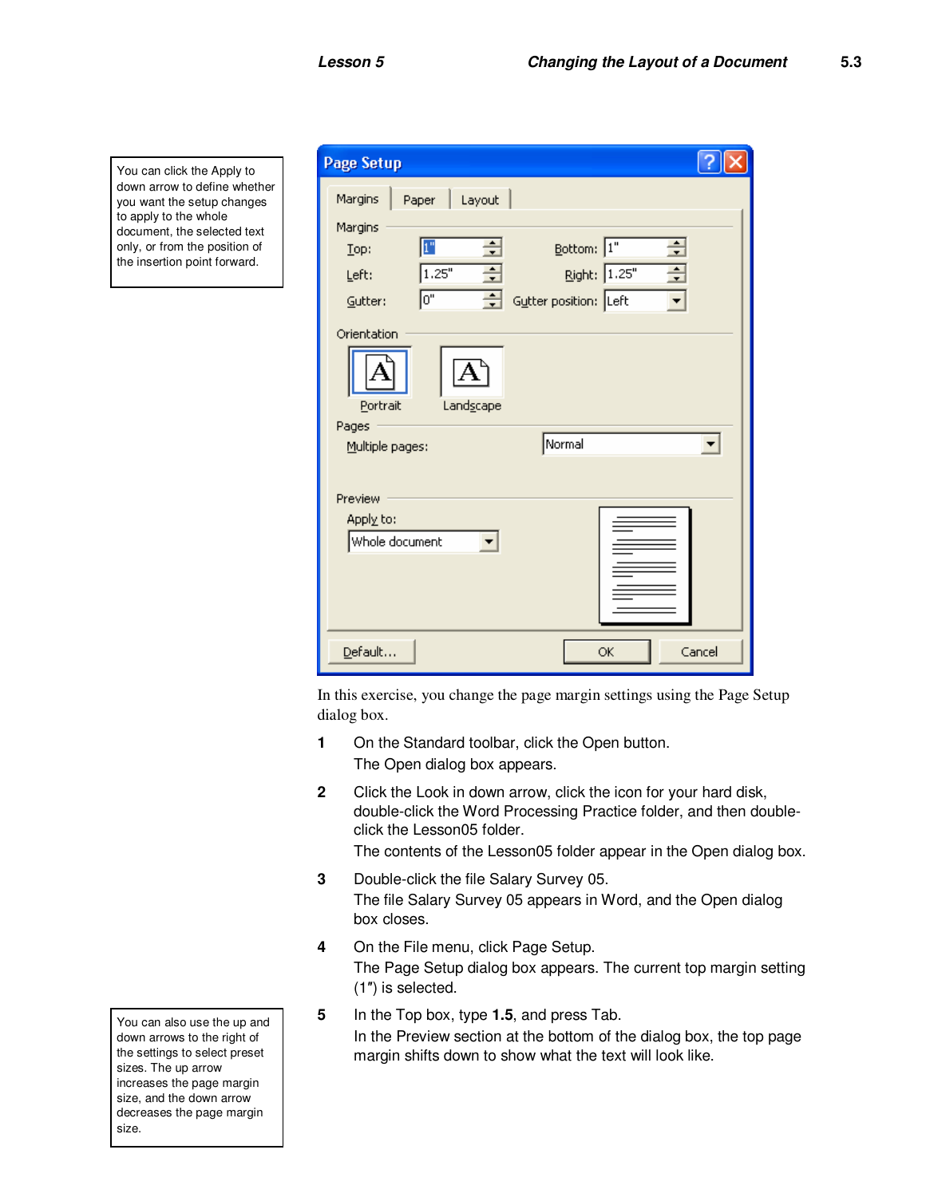> You can click the Apply to down arrow to define whether you want the setup changes to apply to the whole document, the selected text only, or from the position of the insertion point forward.

In this exercise, you change the page margin settings using the Page Setup dialog box.

1. On the Standard toolbar, click the Open button.
   The Open dialog box appears.
2. Click the Look in down arrow, click the icon for your hard disk, double-click the Word Processing Practice folder, and then double-click the Lesson05 folder.
   The contents of the Lesson05 folder appear in the Open dialog box.
3. Double-click the file Salary Survey 05.
   The file Salary Survey 05 appears in Word, and the Open dialog box closes.
4. On the File menu, click Page Setup.
   The Page Setup dialog box appears. The current top margin setting (1″) is selected.
5. In the Top box, type **1.5**, and press Tab.
   In the Preview section at the bottom of the dialog box, the top page margin shifts down to show what the text will look like.

> You can also use the up and down arrows to the right of the settings to select preset sizes. The up arrow increases the page margin size, and the down arrow decreases the page margin size.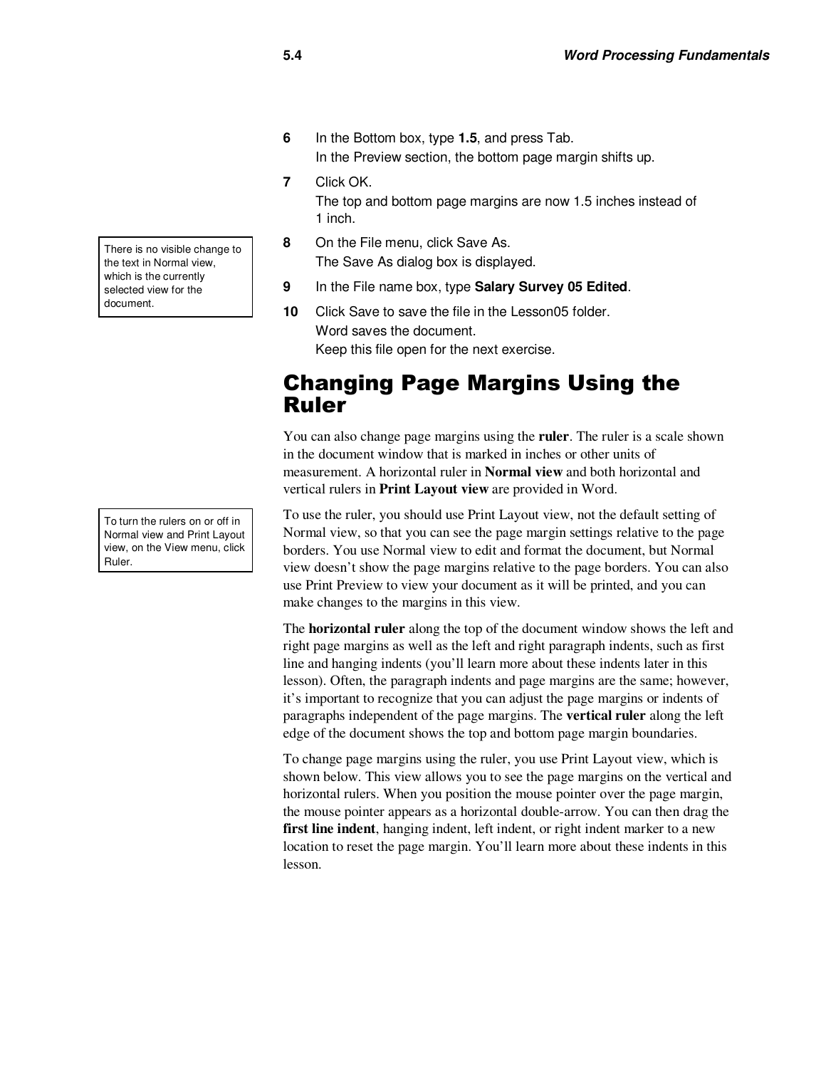6 In the Bottom box, type **1.5**, and press Tab.
In the Preview section, the bottom page margin shifts up.

7 Click OK.
The top and bottom page margins are now 1.5 inches instead of 1 inch.

> There is no visible change to the text in Normal view, which is the currently selected view for the document.

8 On the File menu, click Save As.
The Save As dialog box is displayed.

9 In the File name box, type **Salary Survey 05 Edited**.

10 Click Save to save the file in the Lesson05 folder.
Word saves the document.
Keep this file open for the next exercise.

## Changing Page Margins Using the Ruler

You can also change page margins using the **ruler**. The ruler is a scale shown in the document window that is marked in inches or other units of measurement. A horizontal ruler in **Normal view** and both horizontal and vertical rulers in **Print Layout view** are provided in Word.

> To turn the rulers on or off in Normal view and Print Layout view, on the View menu, click Ruler.

To use the ruler, you should use Print Layout view, not the default setting of Normal view, so that you can see the page margin settings relative to the page borders. You use Normal view to edit and format the document, but Normal view doesn't show the page margins relative to the page borders. You can also use Print Preview to view your document as it will be printed, and you can make changes to the margins in this view.

The **horizontal ruler** along the top of the document window shows the left and right page margins as well as the left and right paragraph indents, such as first line and hanging indents (you'll learn more about these indents later in this lesson). Often, the paragraph indents and page margins are the same; however, it's important to recognize that you can adjust the page margins or indents of paragraphs independent of the page margins. The **vertical ruler** along the left edge of the document shows the top and bottom page margin boundaries.

To change page margins using the ruler, you use Print Layout view, which is shown below. This view allows you to see the page margins on the vertical and horizontal rulers. When you position the mouse pointer over the page margin, the mouse pointer appears as a horizontal double-arrow. You can then drag the **first line indent**, hanging indent, left indent, or right indent marker to a new location to reset the page margin. You'll learn more about these indents in this lesson.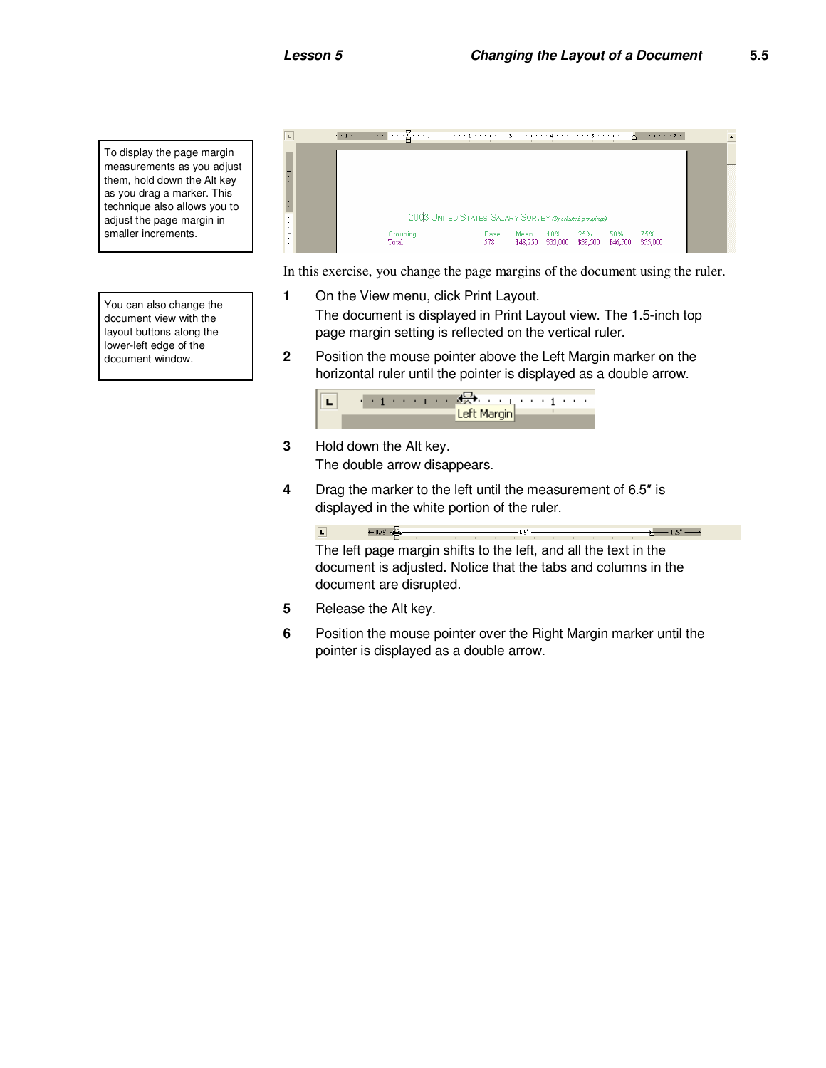To display the page margin measurements as you adjust them, hold down the Alt key as you drag a marker. This technique also allows you to adjust the page margin in smaller increments.

You can also change the document view with the layout buttons along the lower-left edge of the document window.

In this exercise, you change the page margins of the document using the ruler.

1. On the View menu, click Print Layout.

   The document is displayed in Print Layout view. The 1.5-inch top page margin setting is reflected on the vertical ruler.

2. Position the mouse pointer above the Left Margin marker on the horizontal ruler until the pointer is displayed as a double arrow.

3. Hold down the Alt key.

   The double arrow disappears.

4. Drag the marker to the left until the measurement of 6.5″ is displayed in the white portion of the ruler.

   The left page margin shifts to the left, and all the text in the document is adjusted. Notice that the tabs and columns in the document are disrupted.

5. Release the Alt key.

6. Position the mouse pointer over the Right Margin marker until the pointer is displayed as a double arrow.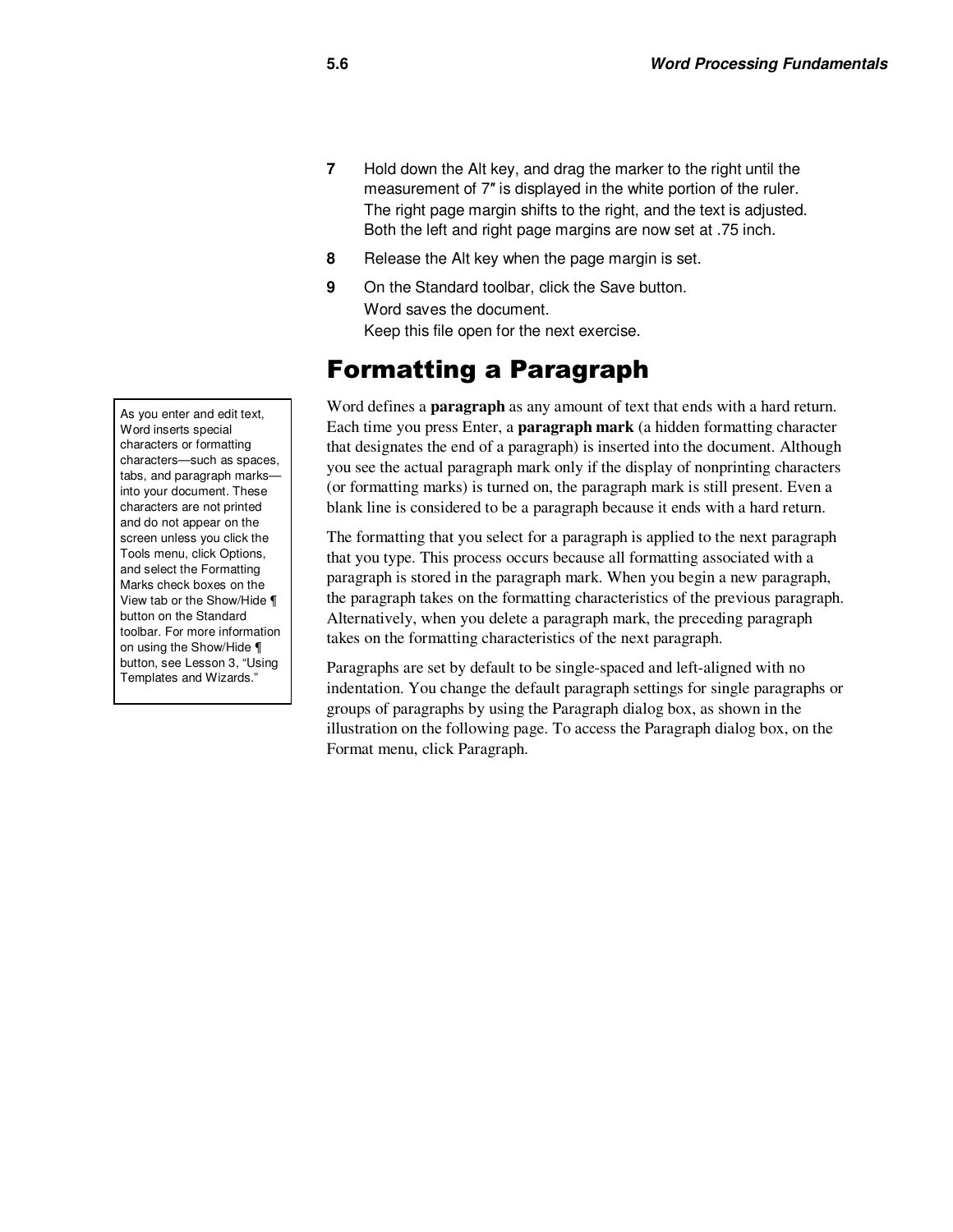7. Hold down the Alt key, and drag the marker to the right until the measurement of 7″ is displayed in the white portion of the ruler.
   The right page margin shifts to the right, and the text is adjusted. Both the left and right page margins are now set at .75 inch.
8. Release the Alt key when the page margin is set.
9. On the Standard toolbar, click the Save button.
   Word saves the document.
   Keep this file open for the next exercise.

## Formatting a Paragraph

> As you enter and edit text, Word inserts special characters or formatting characters—such as spaces, tabs, and paragraph marks—into your document. These characters are not printed and do not appear on the screen unless you click the Tools menu, click Options, and select the Formatting Marks check boxes on the View tab or the Show/Hide ¶ button on the Standard toolbar. For more information on using the Show/Hide ¶ button, see Lesson 3, "Using Templates and Wizards."

Word defines a **paragraph** as any amount of text that ends with a hard return. Each time you press Enter, a **paragraph mark** (a hidden formatting character that designates the end of a paragraph) is inserted into the document. Although you see the actual paragraph mark only if the display of nonprinting characters (or formatting marks) is turned on, the paragraph mark is still present. Even a blank line is considered to be a paragraph because it ends with a hard return.

The formatting that you select for a paragraph is applied to the next paragraph that you type. This process occurs because all formatting associated with a paragraph is stored in the paragraph mark. When you begin a new paragraph, the paragraph takes on the formatting characteristics of the previous paragraph. Alternatively, when you delete a paragraph mark, the preceding paragraph takes on the formatting characteristics of the next paragraph.

Paragraphs are set by default to be single-spaced and left-aligned with no indentation. You change the default paragraph settings for single paragraphs or groups of paragraphs by using the Paragraph dialog box, as shown in the illustration on the following page. To access the Paragraph dialog box, on the Format menu, click Paragraph.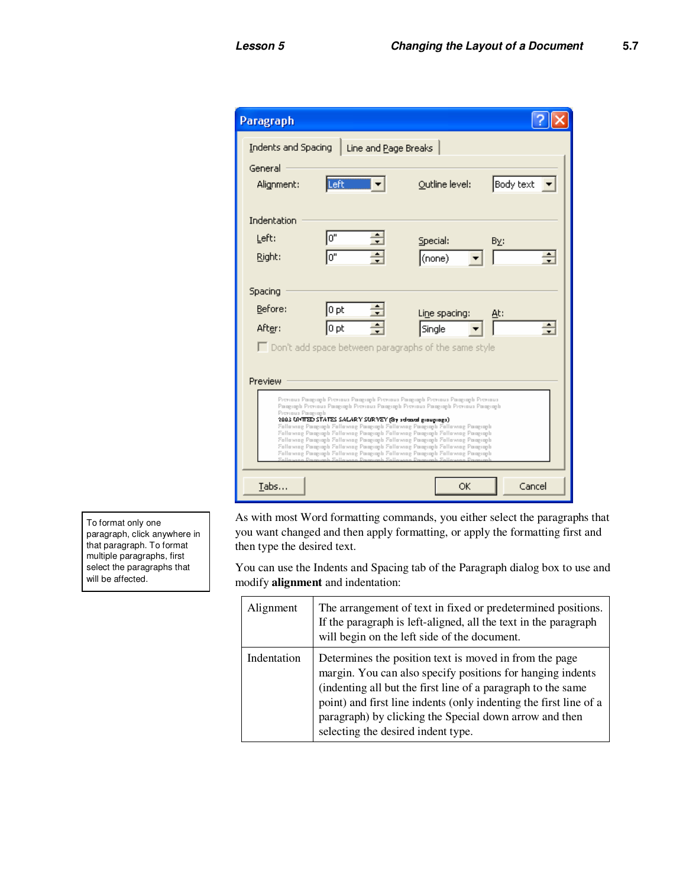To format only one paragraph, click anywhere in that paragraph. To format multiple paragraphs, first select the paragraphs that will be affected.

As with most Word formatting commands, you either select the paragraphs that you want changed and then apply formatting, or apply the formatting first and then type the desired text.

You can use the Indents and Spacing tab of the Paragraph dialog box to use and modify **alignment** and indentation:

| Alignment | The arrangement of text in fixed or predetermined positions. If the paragraph is left-aligned, all the text in the paragraph will begin on the left side of the document. |
|---|---|
| Indentation | Determines the position text is moved in from the page margin. You can also specify positions for hanging indents (indenting all but the first line of a paragraph to the same point) and first line indents (only indenting the first line of a paragraph) by clicking the Special down arrow and then selecting the desired indent type. |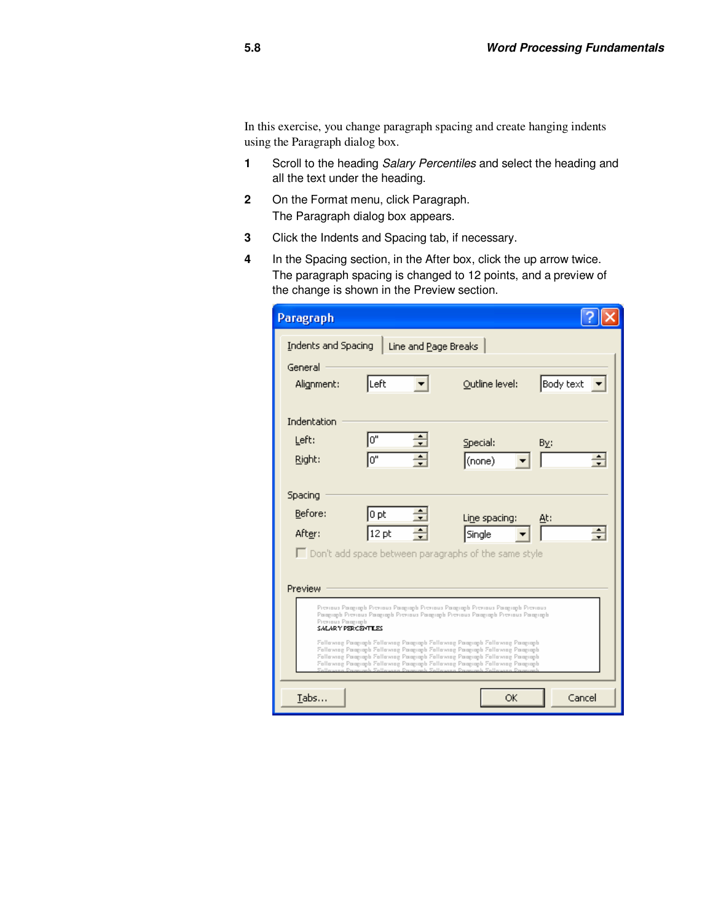In this exercise, you change paragraph spacing and create hanging indents using the Paragraph dialog box.

1. Scroll to the heading *Salary Percentiles* and select the heading and all the text under the heading.
2. On the Format menu, click Paragraph.
   The Paragraph dialog box appears.
3. Click the Indents and Spacing tab, if necessary.
4. In the Spacing section, in the After box, click the up arrow twice.
   The paragraph spacing is changed to 12 points, and a preview of the change is shown in the Preview section.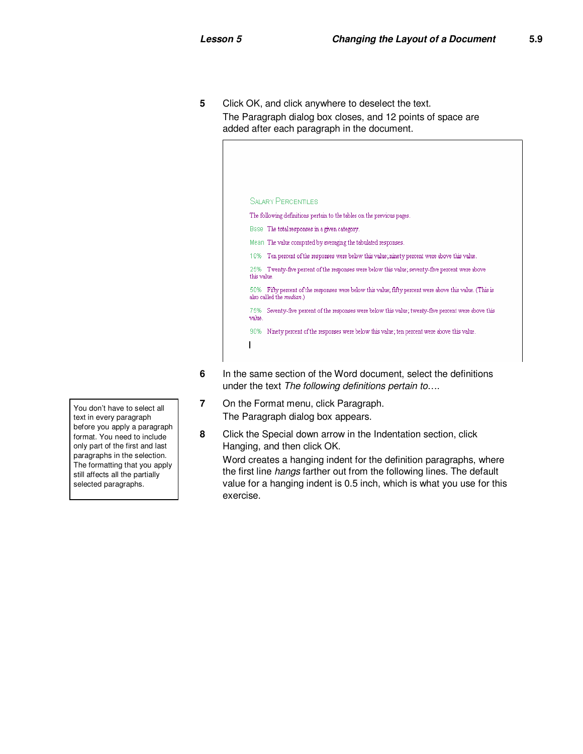**5** Click OK, and click anywhere to deselect the text.

The Paragraph dialog box closes, and 12 points of space are added after each paragraph in the document.

SALARY PERCENTILES

The following definitions pertain to the tables on the previous pages.

Base The total responses in a given category.

Mean The value computed by averaging the tabulated responses.

10% Ten percent of the responses were below this value; ninety percent were above this value.

25% Twenty-five percent of the responses were below this value; seventy-five percent were above this value.

50% Fifty percent of the responses were below this value; fifty percent were above this value. (This is also called the *median*.)

75% Seventy-five percent of the responses were below this value; twenty-five percent were above this value.

90% Ninety percent of the responses were below this value; ten percent were above this value.

**6** In the same section of the Word document, select the definitions under the text *The following definitions pertain to….*

> You don't have to select all text in every paragraph before you apply a paragraph format. You need to include only part of the first and last paragraphs in the selection. The formatting that you apply still affects all the partially selected paragraphs.

**7** On the Format menu, click Paragraph.

The Paragraph dialog box appears.

**8** Click the Special down arrow in the Indentation section, click Hanging, and then click OK.

Word creates a hanging indent for the definition paragraphs, where the first line *hangs* farther out from the following lines. The default value for a hanging indent is 0.5 inch, which is what you use for this exercise.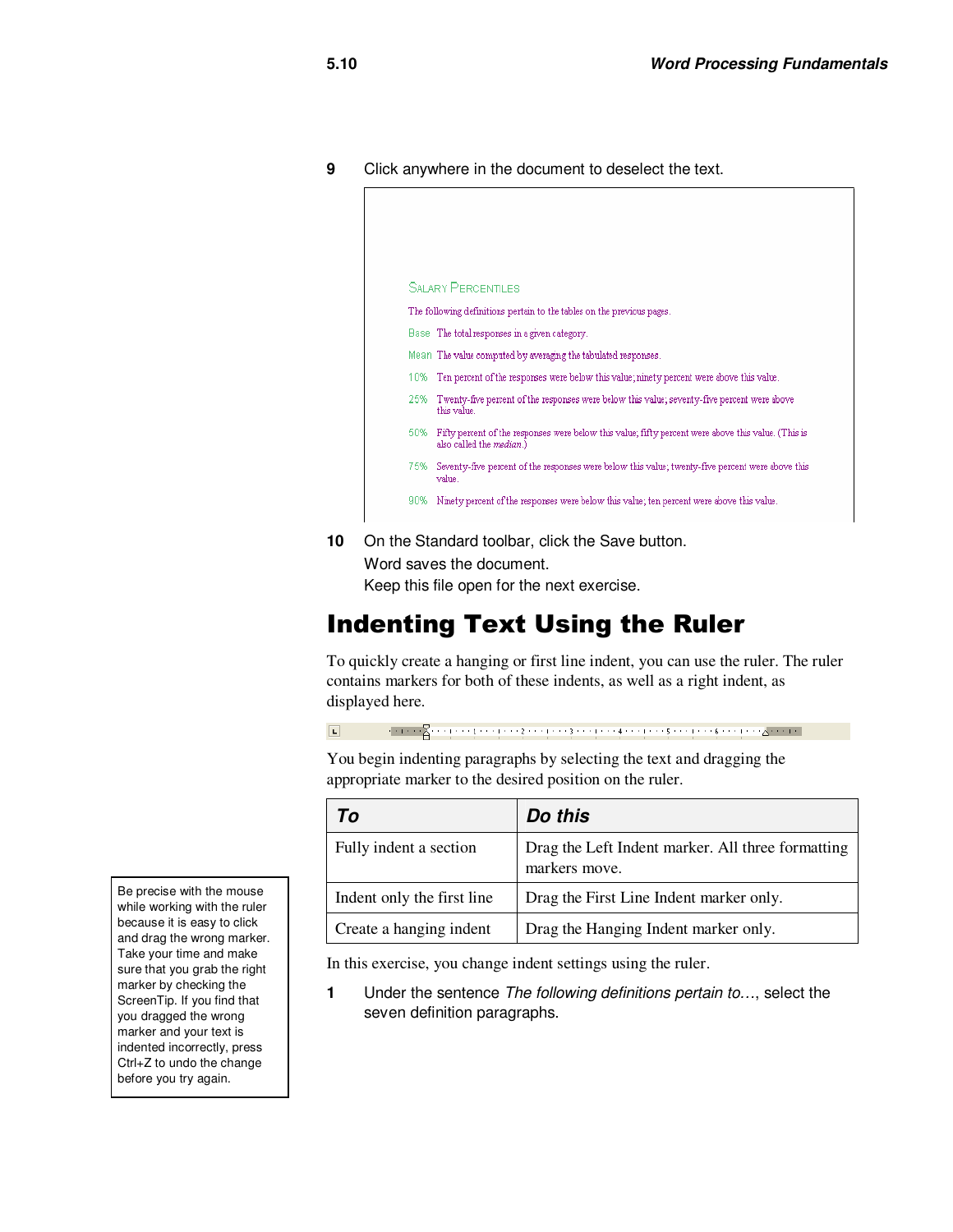9 Click anywhere in the document to deselect the text.

SALARY PERCENTILES

The following definitions pertain to the tables on the previous pages.

Base The total responses in a given category.

Mean The value computed by averaging the tabulated responses.

10% Ten percent of the responses were below this value; ninety percent were above this value.

25% Twenty-five percent of the responses were below this value; seventy-five percent were above this value.

50% Fifty percent of the responses were below this value; fifty percent were above this value. (This is also called the *median*.)

75% Seventy-five percent of the responses were below this value; twenty-five percent were above this value.

90% Ninety percent of the responses were below this value; ten percent were above this value.

10 On the Standard toolbar, click the Save button.

Word saves the document.

Keep this file open for the next exercise.

## Indenting Text Using the Ruler

To quickly create a hanging or first line indent, you can use the ruler. The ruler contains markers for both of these indents, as well as a right indent, as displayed here.

You begin indenting paragraphs by selecting the text and dragging the appropriate marker to the desired position on the ruler.

| *To* | *Do this* |
|---|---|
| Fully indent a section | Drag the Left Indent marker. All three formatting markers move. |
| Indent only the first line | Drag the First Line Indent marker only. |
| Create a hanging indent | Drag the Hanging Indent marker only. |

Be precise with the mouse while working with the ruler because it is easy to click and drag the wrong marker. Take your time and make sure that you grab the right marker by checking the ScreenTip. If you find that you dragged the wrong marker and your text is indented incorrectly, press Ctrl+Z to undo the change before you try again.

In this exercise, you change indent settings using the ruler.

1 Under the sentence *The following definitions pertain to…*, select the seven definition paragraphs.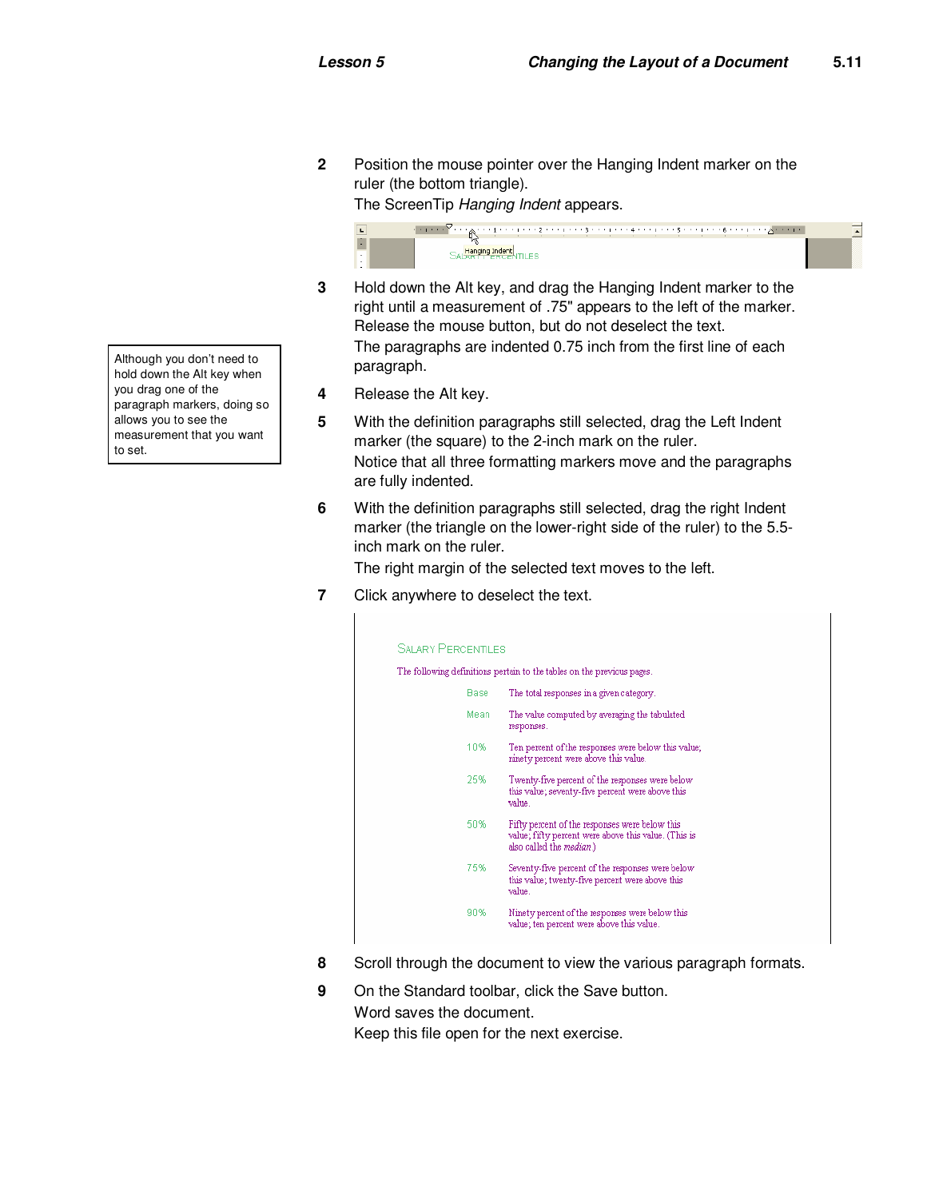2. Position the mouse pointer over the Hanging Indent marker on the ruler (the bottom triangle).
   The ScreenTip *Hanging Indent* appears.

3. Hold down the Alt key, and drag the Hanging Indent marker to the right until a measurement of .75" appears to the left of the marker. Release the mouse button, but do not deselect the text.
   The paragraphs are indented 0.75 inch from the first line of each paragraph.

> Although you don't need to hold down the Alt key when you drag one of the paragraph markers, doing so allows you to see the measurement that you want to set.

4. Release the Alt key.

5. With the definition paragraphs still selected, drag the Left Indent marker (the square) to the 2-inch mark on the ruler.
   Notice that all three formatting markers move and the paragraphs are fully indented.

6. With the definition paragraphs still selected, drag the right Indent marker (the triangle on the lower-right side of the ruler) to the 5.5-inch mark on the ruler.
   The right margin of the selected text moves to the left.

7. Click anywhere to deselect the text.

8. Scroll through the document to view the various paragraph formats.

9. On the Standard toolbar, click the Save button.
   Word saves the document.
   Keep this file open for the next exercise.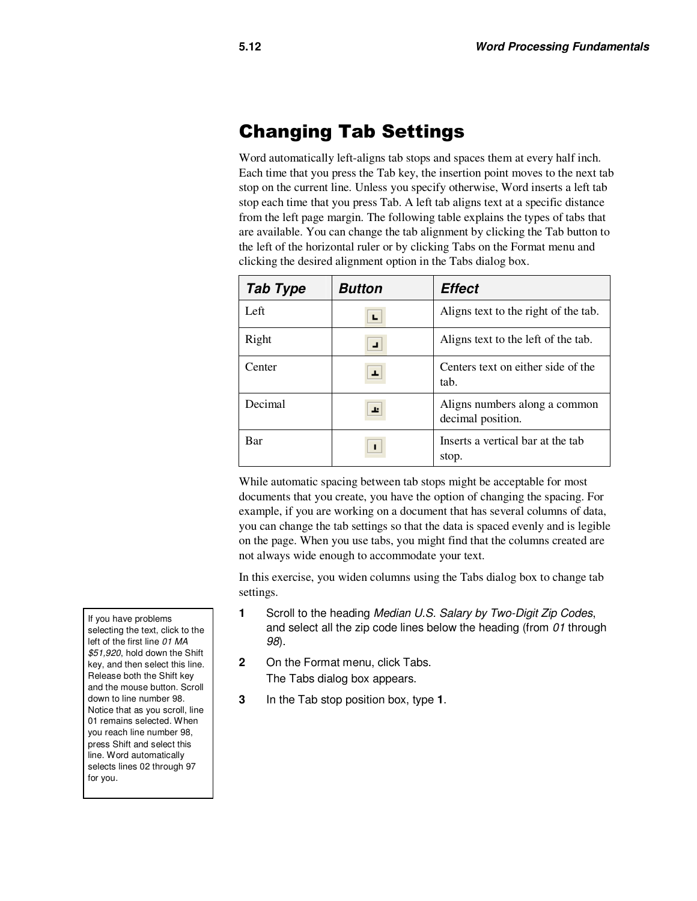## Changing Tab Settings

Word automatically left-aligns tab stops and spaces them at every half inch. Each time that you press the Tab key, the insertion point moves to the next tab stop on the current line. Unless you specify otherwise, Word inserts a left tab stop each time that you press Tab. A left tab aligns text at a specific distance from the left page margin. The following table explains the types of tabs that are available. You can change the tab alignment by clicking the Tab button to the left of the horizontal ruler or by clicking Tabs on the Format menu and clicking the desired alignment option in the Tabs dialog box.

| *Tab Type* | *Button* | *Effect* |
|---|---|---|
| Left | | Aligns text to the right of the tab. |
| Right | | Aligns text to the left of the tab. |
| Center | | Centers text on either side of the tab. |
| Decimal | | Aligns numbers along a common decimal position. |
| Bar | | Inserts a vertical bar at the tab stop. |

While automatic spacing between tab stops might be acceptable for most documents that you create, you have the option of changing the spacing. For example, if you are working on a document that has several columns of data, you can change the tab settings so that the data is spaced evenly and is legible on the page. When you use tabs, you might find that the columns created are not always wide enough to accommodate your text.

In this exercise, you widen columns using the Tabs dialog box to change tab settings.

> If you have problems selecting the text, click to the left of the first line *01 MA $51,920*, hold down the Shift key, and then select this line. Release both the Shift key and the mouse button. Scroll down to line number 98. Notice that as you scroll, line 01 remains selected. When you reach line number 98, press Shift and select this line. Word automatically selects lines 02 through 97 for you.

**1** Scroll to the heading *Median U.S. Salary by Two-Digit Zip Codes*, and select all the zip code lines below the heading (from *01* through *98*).

**2** On the Format menu, click Tabs.
The Tabs dialog box appears.

**3** In the Tab stop position box, type **1**.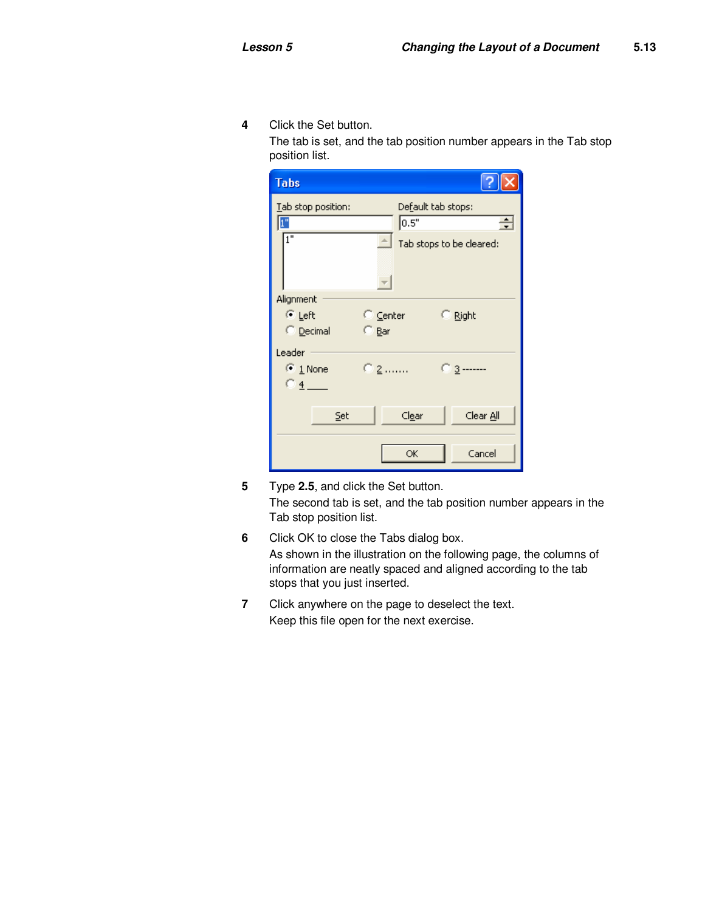4 Click the Set button.

The tab is set, and the tab position number appears in the Tab stop position list.

5 Type **2.5**, and click the Set button.

The second tab is set, and the tab position number appears in the Tab stop position list.

6 Click OK to close the Tabs dialog box.

As shown in the illustration on the following page, the columns of information are neatly spaced and aligned according to the tab stops that you just inserted.

7 Click anywhere on the page to deselect the text.

Keep this file open for the next exercise.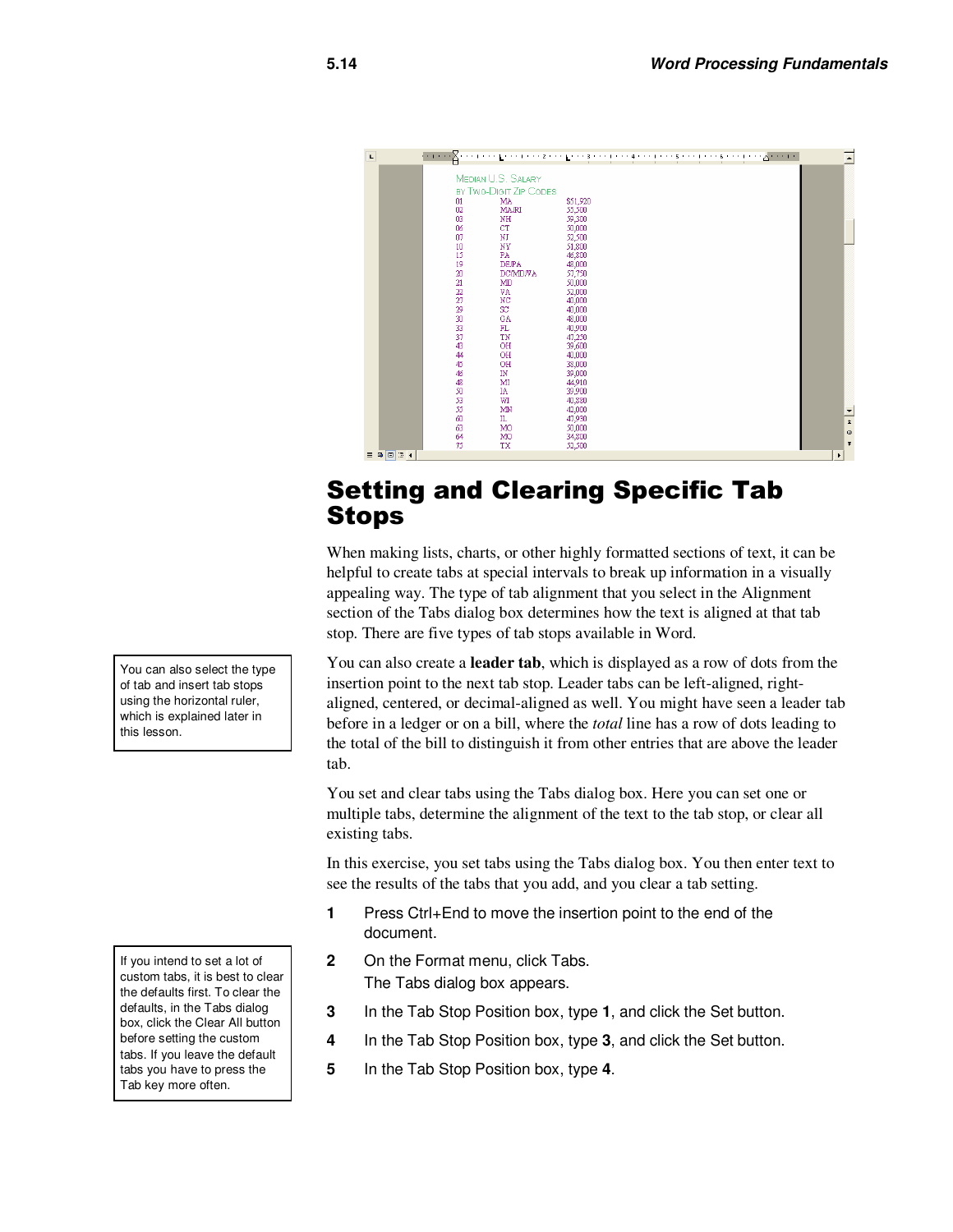## Setting and Clearing Specific Tab Stops

When making lists, charts, or other highly formatted sections of text, it can be helpful to create tabs at special intervals to break up information in a visually appealing way. The type of tab alignment that you select in the Alignment section of the Tabs dialog box determines how the text is aligned at that tab stop. There are five types of tab stops available in Word.

> You can also select the type of tab and insert tab stops using the horizontal ruler, which is explained later in this lesson.

You can also create a **leader tab**, which is displayed as a row of dots from the insertion point to the next tab stop. Leader tabs can be left-aligned, right-aligned, centered, or decimal-aligned as well. You might have seen a leader tab before in a ledger or on a bill, where the *total* line has a row of dots leading to the total of the bill to distinguish it from other entries that are above the leader tab.

You set and clear tabs using the Tabs dialog box. Here you can set one or multiple tabs, determine the alignment of the text to the tab stop, or clear all existing tabs.

In this exercise, you set tabs using the Tabs dialog box. You then enter text to see the results of the tabs that you add, and you clear a tab setting.

> If you intend to set a lot of custom tabs, it is best to clear the defaults first. To clear the defaults, in the Tabs dialog box, click the Clear All button before setting the custom tabs. If you leave the default tabs you have to press the Tab key more often.

1. Press Ctrl+End to move the insertion point to the end of the document.
2. On the Format menu, click Tabs.
   The Tabs dialog box appears.
3. In the Tab Stop Position box, type **1**, and click the Set button.
4. In the Tab Stop Position box, type **3**, and click the Set button.
5. In the Tab Stop Position box, type **4**.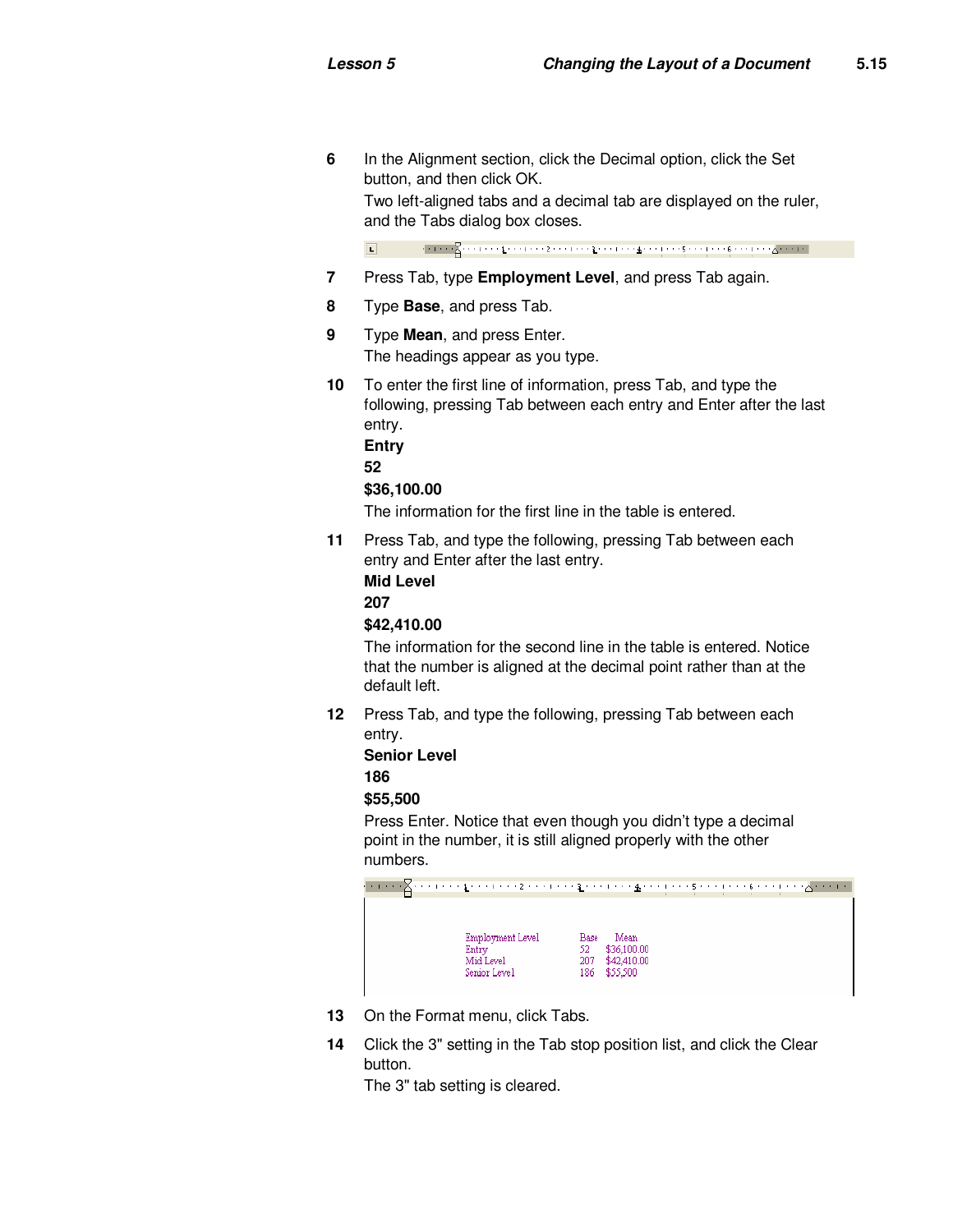6. In the Alignment section, click the Decimal option, click the Set button, and then click OK.

   Two left-aligned tabs and a decimal tab are displayed on the ruler, and the Tabs dialog box closes.

7. Press Tab, type **Employment Level**, and press Tab again.

8. Type **Base**, and press Tab.

9. Type **Mean**, and press Enter.

   The headings appear as you type.

10. To enter the first line of information, press Tab, and type the following, pressing Tab between each entry and Enter after the last entry.

    **Entry**

    **52**

    **$36,100.00**

    The information for the first line in the table is entered.

11. Press Tab, and type the following, pressing Tab between each entry and Enter after the last entry.

    **Mid Level**

    **207**

    **$42,410.00**

    The information for the second line in the table is entered. Notice that the number is aligned at the decimal point rather than at the default left.

12. Press Tab, and type the following, pressing Tab between each entry.

    **Senior Level**

    **186**

    **$55,500**

    Press Enter. Notice that even though you didn't type a decimal point in the number, it is still aligned properly with the other numbers.

    | Employment Level | Base | Mean |
    |---|---|---|
    | Entry | 52 | $36,100.00 |
    | Mid Level | 207 | $42,410.00 |
    | Senior Level | 186 | $55,500 |

13. On the Format menu, click Tabs.

14. Click the 3" setting in the Tab stop position list, and click the Clear button.

    The 3" tab setting is cleared.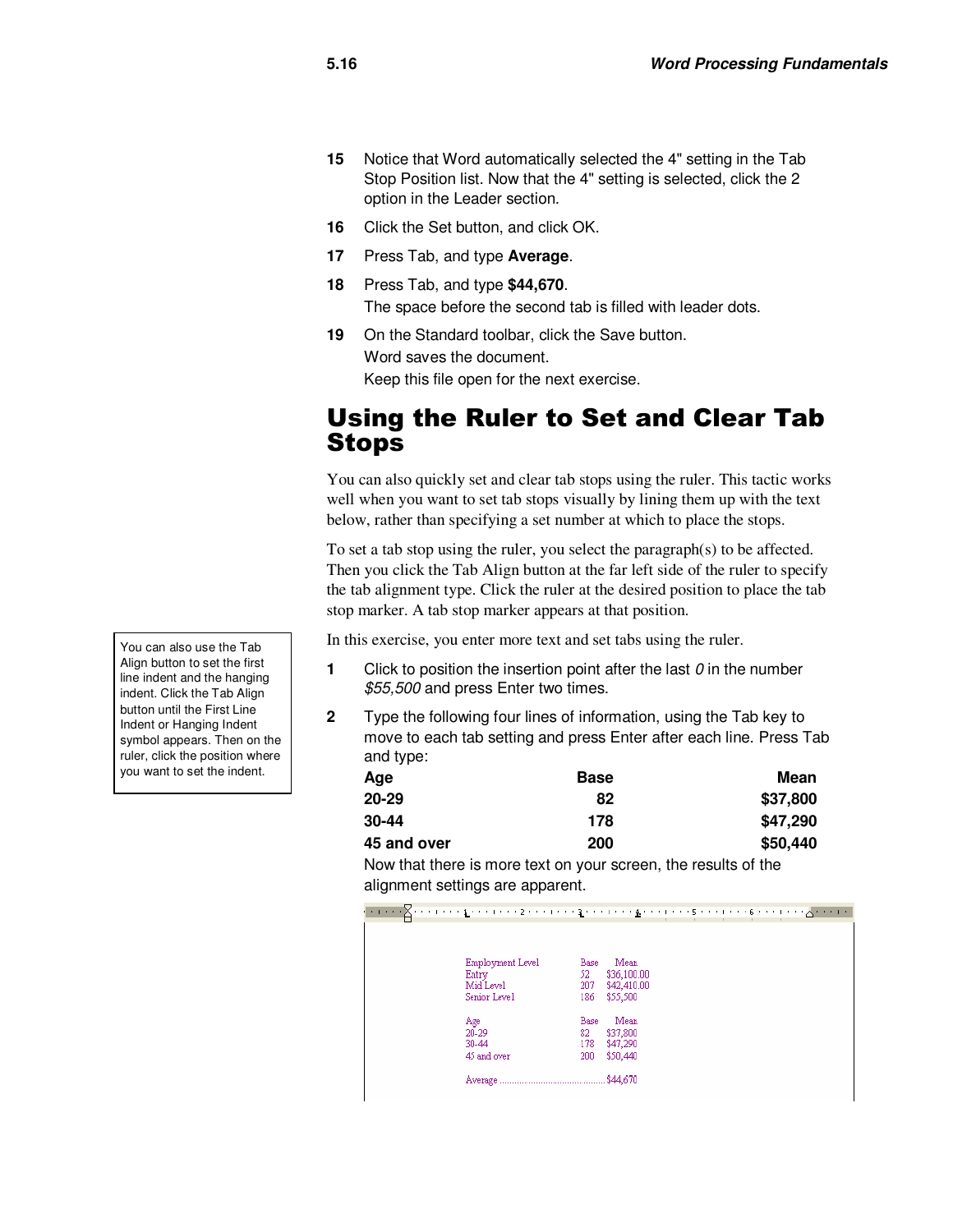15 Notice that Word automatically selected the 4" setting in the Tab Stop Position list. Now that the 4" setting is selected, click the 2 option in the Leader section.

16 Click the Set button, and click OK.

17 Press Tab, and type **Average**.

18 Press Tab, and type **$44,670**.
The space before the second tab is filled with leader dots.

19 On the Standard toolbar, click the Save button.
Word saves the document.
Keep this file open for the next exercise.

# Using the Ruler to Set and Clear Tab Stops

You can also quickly set and clear tab stops using the ruler. This tactic works well when you want to set tab stops visually by lining them up with the text below, rather than specifying a set number at which to place the stops.

To set a tab stop using the ruler, you select the paragraph(s) to be affected. Then you click the Tab Align button at the far left side of the ruler to specify the tab alignment type. Click the ruler at the desired position to place the tab stop marker. A tab stop marker appears at that position.

> You can also use the Tab Align button to set the first line indent and the hanging indent. Click the Tab Align button until the First Line Indent or Hanging Indent symbol appears. Then on the ruler, click the position where you want to set the indent.

In this exercise, you enter more text and set tabs using the ruler.

1 Click to position the insertion point after the last *0* in the number *$55,500* and press Enter two times.

2 Type the following four lines of information, using the Tab key to move to each tab setting and press Enter after each line. Press Tab and type:

| **Age** | **Base** | **Mean** |
|---|---|---|
| **20-29** | **82** | **$37,800** |
| **30-44** | **178** | **$47,290** |
| **45 and over** | **200** | **$50,440** |

Now that there is more text on your screen, the results of the alignment settings are apparent.

```
Employment Level    Base    Mean
Entry               52      $36,100.00
Mid Level           207     $42,410.00
Senior Level        186     $55,500

Age                 Base    Mean
20-29               82      $37,800
30-44               178     $47,290
45 and over         200     $50,440

Average ............................ $44,670
```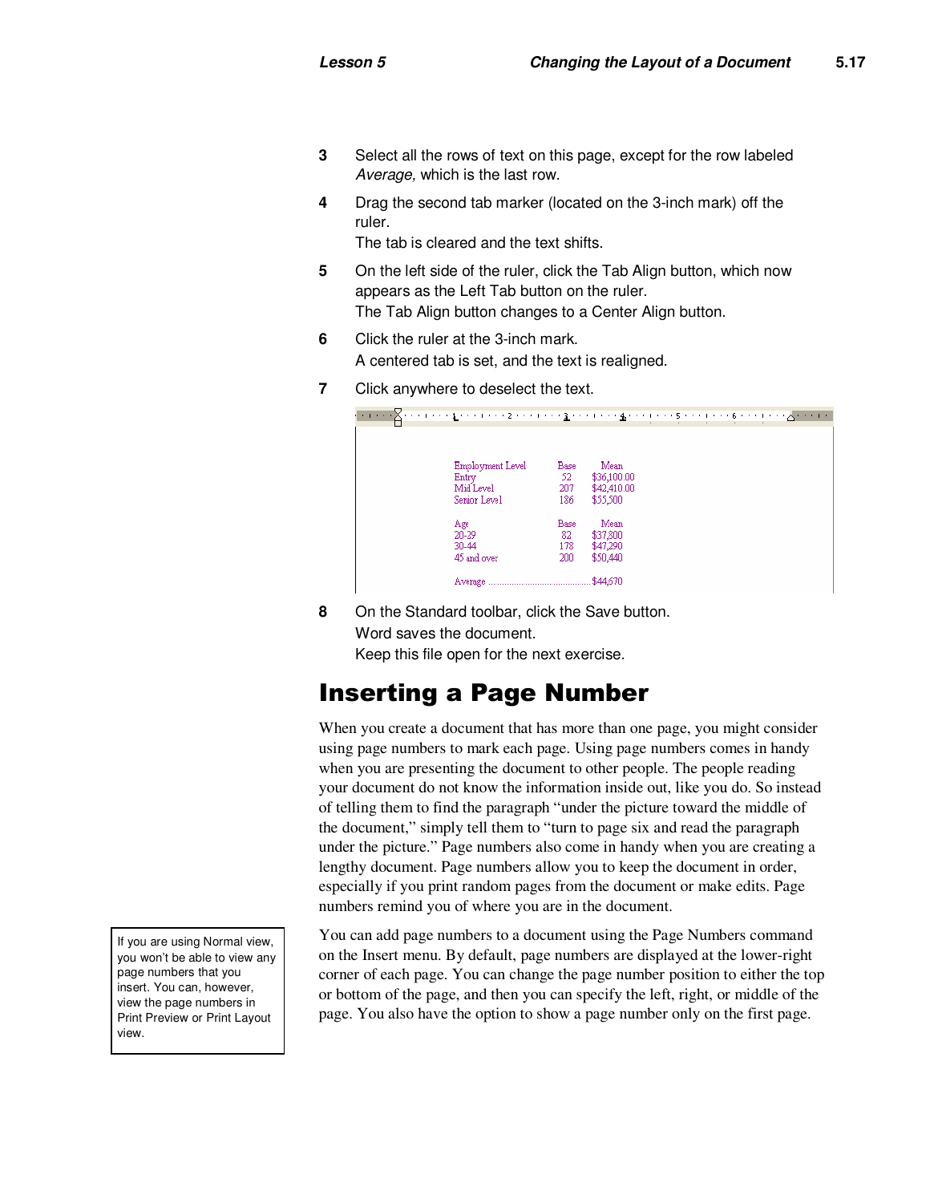3 Select all the rows of text on this page, except for the row labeled *Average,* which is the last row.

4 Drag the second tab marker (located on the 3-inch mark) off the ruler.
The tab is cleared and the text shifts.

5 On the left side of the ruler, click the Tab Align button, which now appears as the Left Tab button on the ruler.
The Tab Align button changes to a Center Align button.

6 Click the ruler at the 3-inch mark.
A centered tab is set, and the text is realigned.

7 Click anywhere to deselect the text.

| Employment Level | Base | Mean |
|---|---|---|
| Entry | 52 | $36,100.00 |
| Mid Level | 207 | $42,410.00 |
| Senior Level | 186 | $55,500 |
| | | |
| Age | Base | Mean |
| 20-29 | 82 | $37,800 |
| 30-44 | 178 | $47,290 |
| 45 and over | 200 | $50,440 |
| | | |
| Average | | $44,670 |

8 On the Standard toolbar, click the Save button.
Word saves the document.
Keep this file open for the next exercise.

# Inserting a Page Number

When you create a document that has more than one page, you might consider using page numbers to mark each page. Using page numbers comes in handy when you are presenting the document to other people. The people reading your document do not know the information inside out, like you do. So instead of telling them to find the paragraph "under the picture toward the middle of the document," simply tell them to "turn to page six and read the paragraph under the picture." Page numbers also come in handy when you are creating a lengthy document. Page numbers allow you to keep the document in order, especially if you print random pages from the document or make edits. Page numbers remind you of where you are in the document.

> If you are using Normal view, you won't be able to view any page numbers that you insert. You can, however, view the page numbers in Print Preview or Print Layout view.

You can add page numbers to a document using the Page Numbers command on the Insert menu. By default, page numbers are displayed at the lower-right corner of each page. You can change the page number position to either the top or bottom of the page, and then you can specify the left, right, or middle of the page. You also have the option to show a page number only on the first page.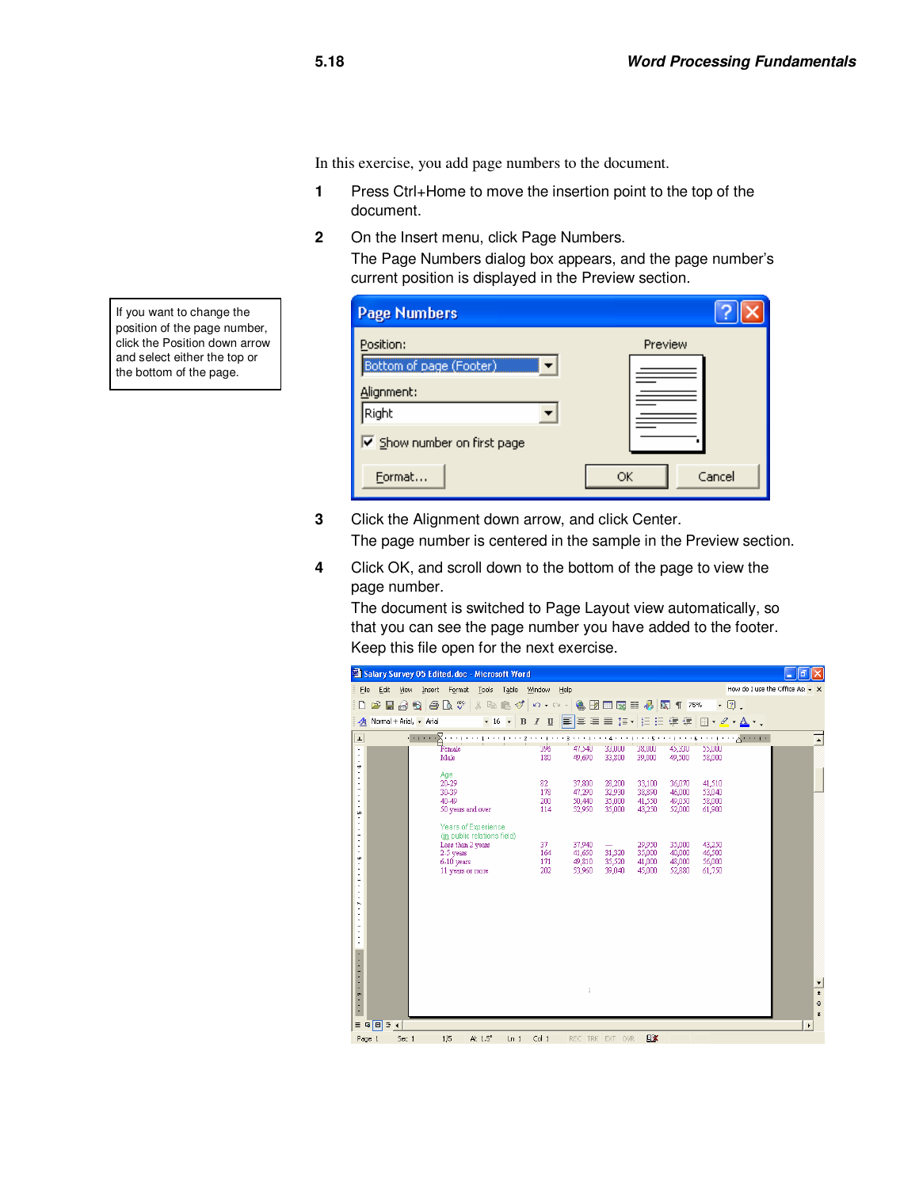In this exercise, you add page numbers to the document.

1. Press Ctrl+Home to move the insertion point to the top of the document.

2. On the Insert menu, click Page Numbers.

   The Page Numbers dialog box appears, and the page number's current position is displayed in the Preview section.

> If you want to change the position of the page number, click the Position down arrow and select either the top or the bottom of the page.

3. Click the Alignment down arrow, and click Center.

   The page number is centered in the sample in the Preview section.

4. Click OK, and scroll down to the bottom of the page to view the page number.

   The document is switched to Page Layout view automatically, so that you can see the page number you have added to the footer.

   Keep this file open for the next exercise.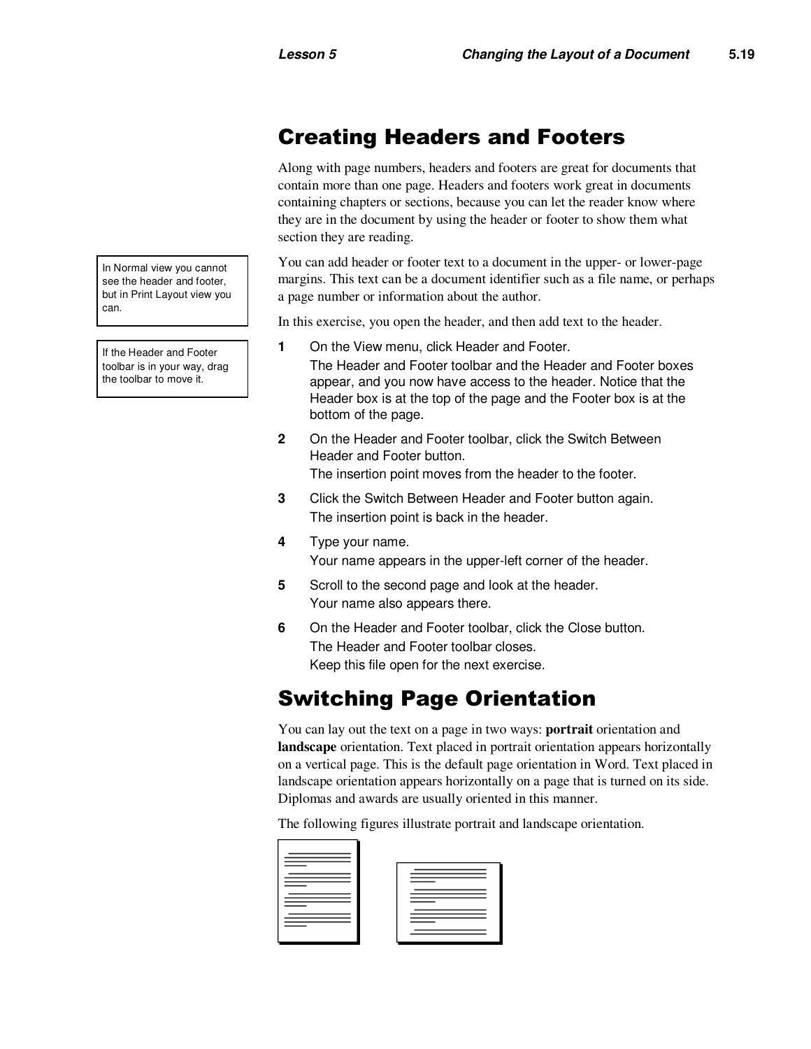## Creating Headers and Footers

Along with page numbers, headers and footers are great for documents that contain more than one page. Headers and footers work great in documents containing chapters or sections, because you can let the reader know where they are in the document by using the header or footer to show them what section they are reading.

> In Normal view you cannot see the header and footer, but in Print Layout view you can.

> If the Header and Footer toolbar is in your way, drag the toolbar to move it.

You can add header or footer text to a document in the upper- or lower-page margins. This text can be a document identifier such as a file name, or perhaps a page number or information about the author.

In this exercise, you open the header, and then add text to the header.

1. On the View menu, click Header and Footer.
   The Header and Footer toolbar and the Header and Footer boxes appear, and you now have access to the header. Notice that the Header box is at the top of the page and the Footer box is at the bottom of the page.
2. On the Header and Footer toolbar, click the Switch Between Header and Footer button.
   The insertion point moves from the header to the footer.
3. Click the Switch Between Header and Footer button again.
   The insertion point is back in the header.
4. Type your name.
   Your name appears in the upper-left corner of the header.
5. Scroll to the second page and look at the header.
   Your name also appears there.
6. On the Header and Footer toolbar, click the Close button.
   The Header and Footer toolbar closes.
   Keep this file open for the next exercise.

## Switching Page Orientation

You can lay out the text on a page in two ways: **portrait** orientation and **landscape** orientation. Text placed in portrait orientation appears horizontally on a vertical page. This is the default page orientation in Word. Text placed in landscape orientation appears horizontally on a page that is turned on its side. Diplomas and awards are usually oriented in this manner.

The following figures illustrate portrait and landscape orientation.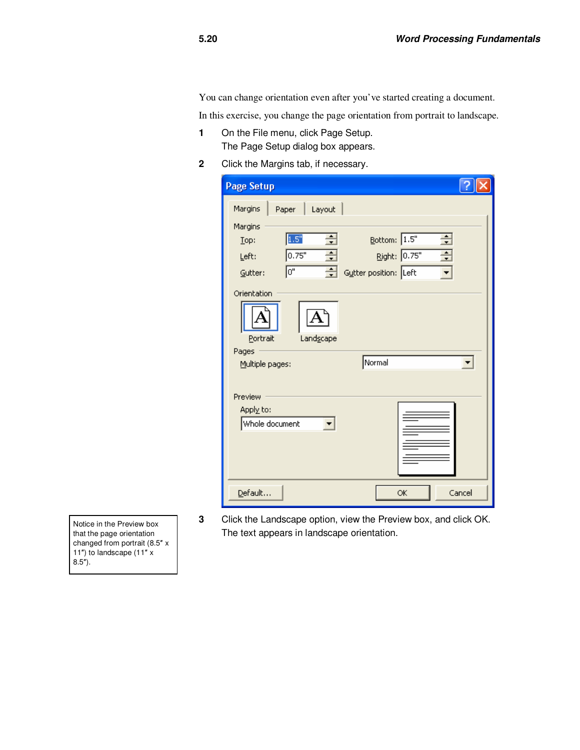You can change orientation even after you've started creating a document.

In this exercise, you change the page orientation from portrait to landscape.

1. On the File menu, click Page Setup.
   The Page Setup dialog box appears.
2. Click the Margins tab, if necessary.
3. Click the Landscape option, view the Preview box, and click OK.
   The text appears in landscape orientation.

> Notice in the Preview box that the page orientation changed from portrait (8.5″ x 11″) to landscape (11″ x 8.5″).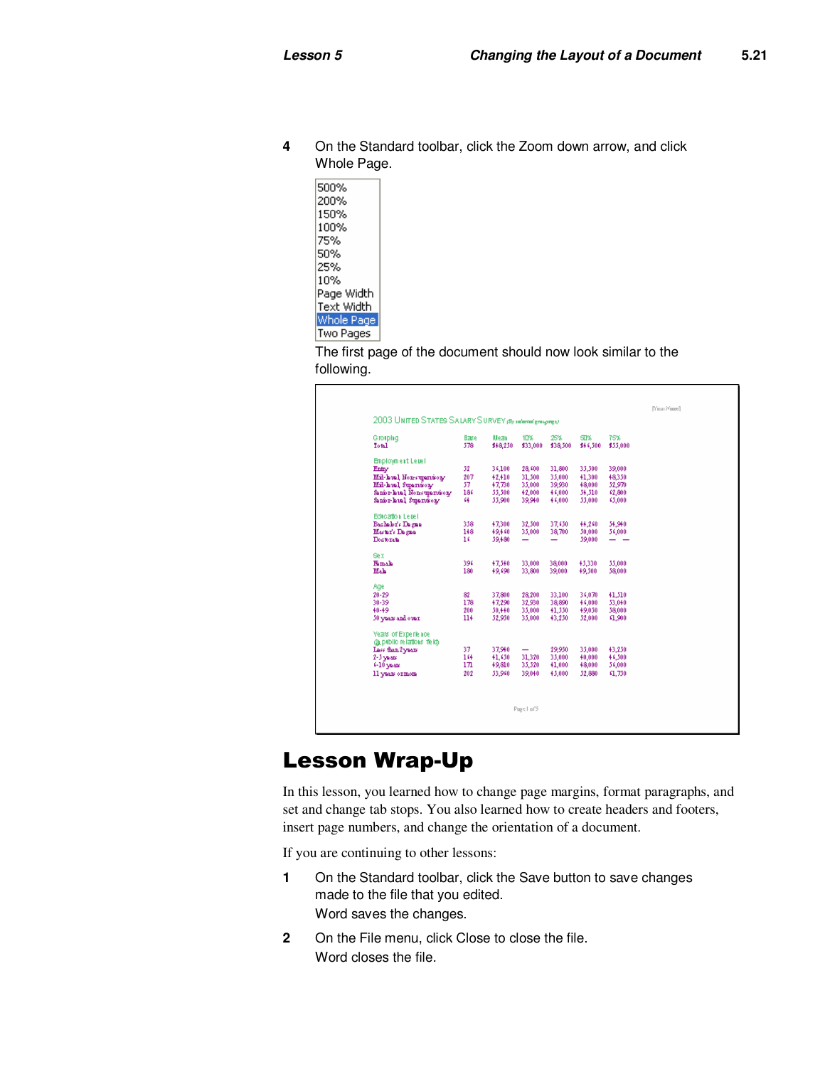4 On the Standard toolbar, click the Zoom down arrow, and click Whole Page.

500%
200%
150%
100%
75%
50%
25%
10%
Page Width
Text Width
Whole Page
Two Pages

The first page of the document should now look similar to the following.

# Lesson Wrap-Up

In this lesson, you learned how to change page margins, format paragraphs, and set and change tab stops. You also learned how to create headers and footers, insert page numbers, and change the orientation of a document.

If you are continuing to other lessons:

1 On the Standard toolbar, click the Save button to save changes made to the file that you edited.
   Word saves the changes.

2 On the File menu, click Close to close the file.
   Word closes the file.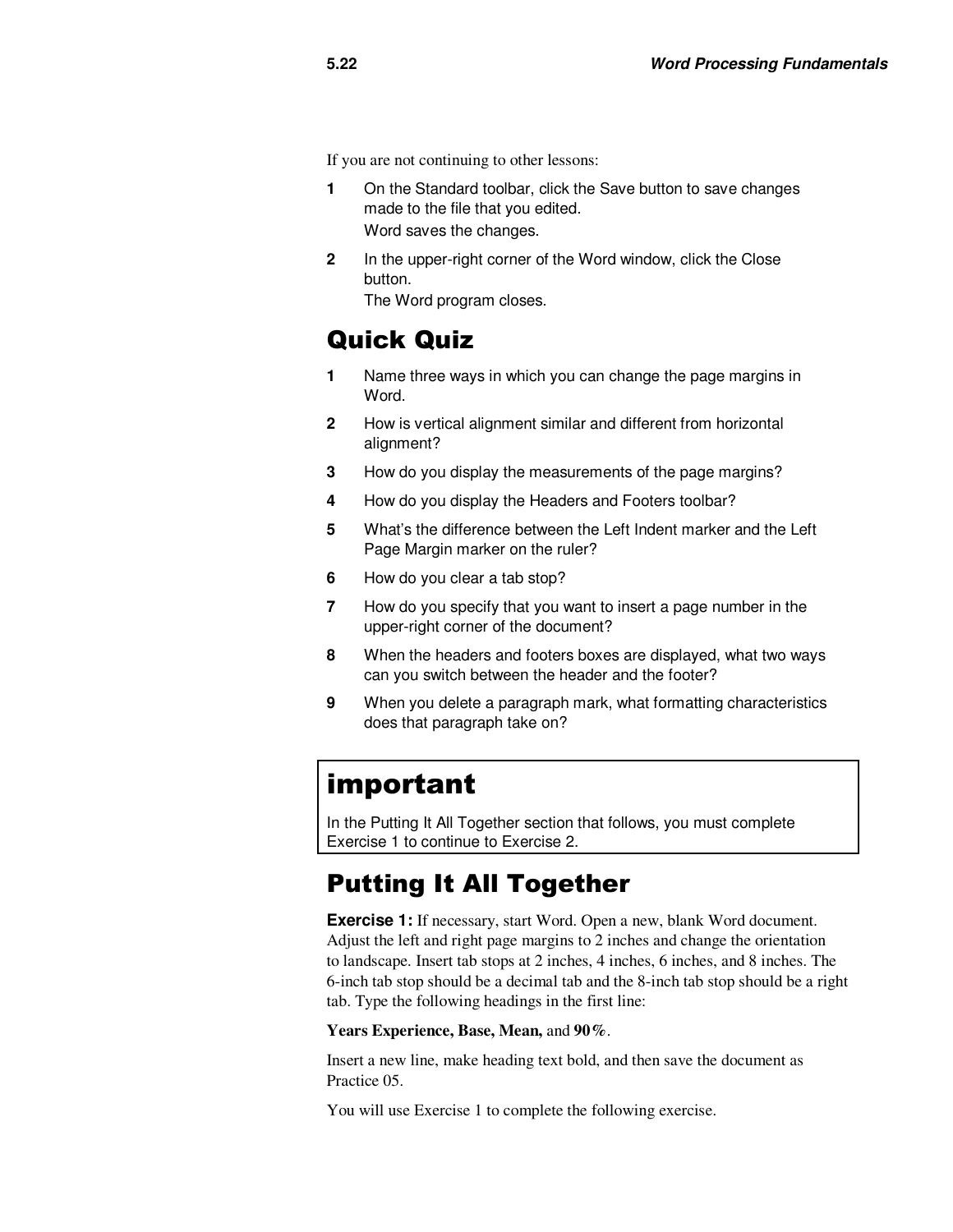If you are not continuing to other lessons:

1. On the Standard toolbar, click the Save button to save changes made to the file that you edited.
   Word saves the changes.
2. In the upper-right corner of the Word window, click the Close button.
   The Word program closes.

## Quick Quiz

1. Name three ways in which you can change the page margins in Word.
2. How is vertical alignment similar and different from horizontal alignment?
3. How do you display the measurements of the page margins?
4. How do you display the Headers and Footers toolbar?
5. What's the difference between the Left Indent marker and the Left Page Margin marker on the ruler?
6. How do you clear a tab stop?
7. How do you specify that you want to insert a page number in the upper-right corner of the document?
8. When the headers and footers boxes are displayed, what two ways can you switch between the header and the footer?
9. When you delete a paragraph mark, what formatting characteristics does that paragraph take on?

> **important**
>
> In the Putting It All Together section that follows, you must complete Exercise 1 to continue to Exercise 2.

## Putting It All Together

**Exercise 1:** If necessary, start Word. Open a new, blank Word document. Adjust the left and right page margins to 2 inches and change the orientation to landscape. Insert tab stops at 2 inches, 4 inches, 6 inches, and 8 inches. The 6-inch tab stop should be a decimal tab and the 8-inch tab stop should be a right tab. Type the following headings in the first line:

**Years Experience, Base, Mean,** and **90%**.

Insert a new line, make heading text bold, and then save the document as Practice 05.

You will use Exercise 1 to complete the following exercise.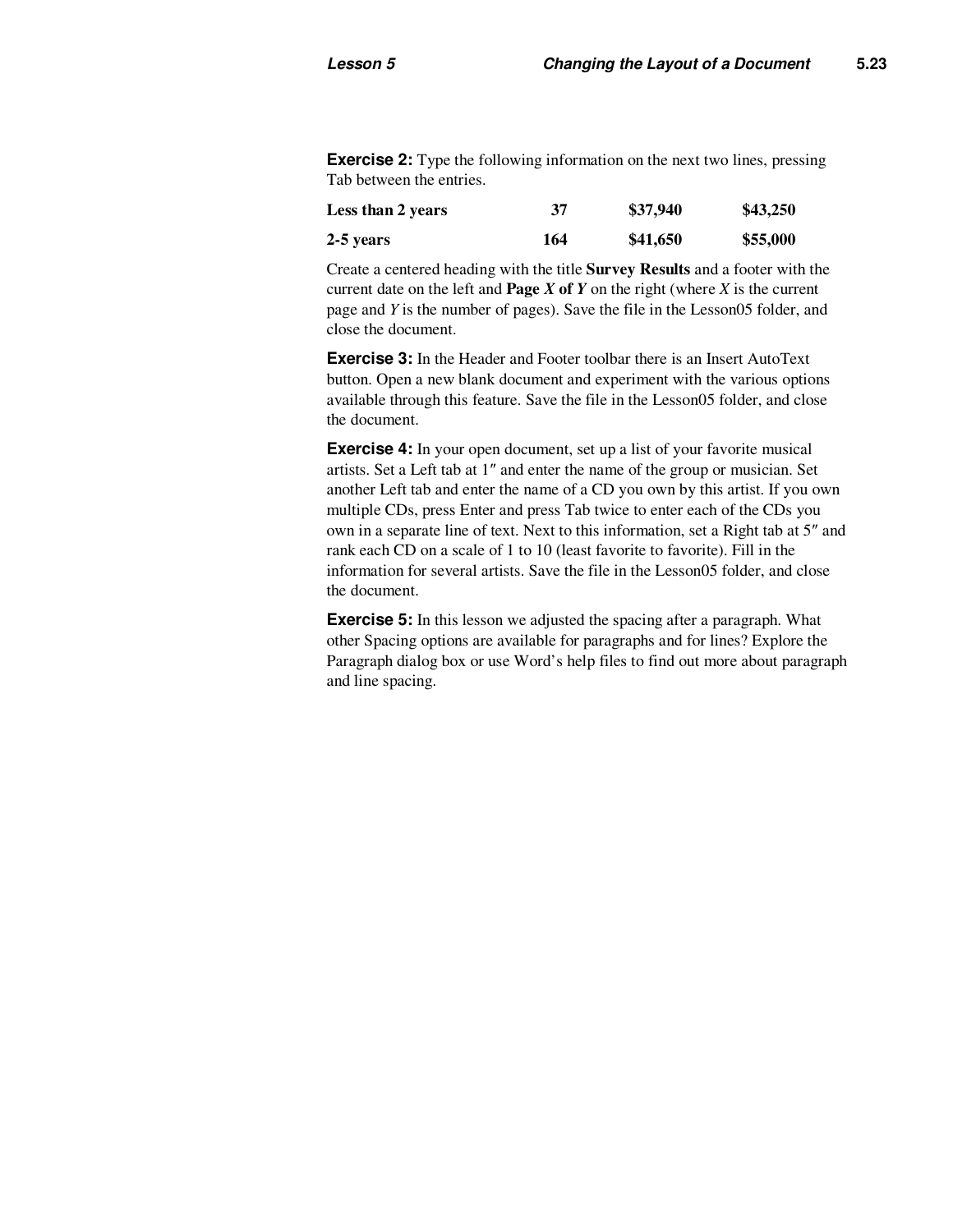**Exercise 2:** Type the following information on the next two lines, pressing Tab between the entries.

| | | | |
|---|---|---|---|
| **Less than 2 years** | **37** | **$37,940** | **$43,250** |
| **2-5 years** | **164** | **$41,650** | **$55,000** |

Create a centered heading with the title **Survey Results** and a footer with the current date on the left and **Page *X* of *Y*** on the right (where *X* is the current page and *Y* is the number of pages). Save the file in the Lesson05 folder, and close the document.

**Exercise 3:** In the Header and Footer toolbar there is an Insert AutoText button. Open a new blank document and experiment with the various options available through this feature. Save the file in the Lesson05 folder, and close the document.

**Exercise 4:** In your open document, set up a list of your favorite musical artists. Set a Left tab at 1″ and enter the name of the group or musician. Set another Left tab and enter the name of a CD you own by this artist. If you own multiple CDs, press Enter and press Tab twice to enter each of the CDs you own in a separate line of text. Next to this information, set a Right tab at 5″ and rank each CD on a scale of 1 to 10 (least favorite to favorite). Fill in the information for several artists. Save the file in the Lesson05 folder, and close the document.

**Exercise 5:** In this lesson we adjusted the spacing after a paragraph. What other Spacing options are available for paragraphs and for lines? Explore the Paragraph dialog box or use Word's help files to find out more about paragraph and line spacing.